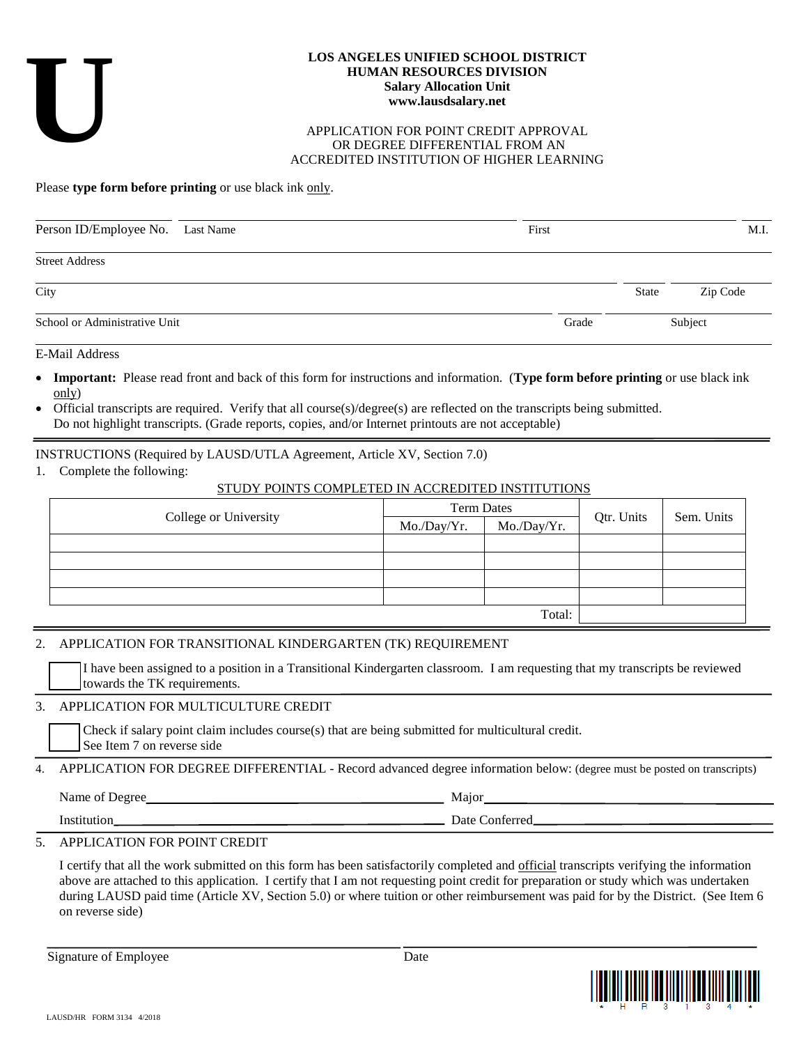U

**LOS ANGELES UNIFIED SCHOOL DISTRICT**
**HUMAN RESOURCES DIVISION**
**Salary Allocation Unit**
**www.lausdsalary.net**

APPLICATION FOR POINT CREDIT APPROVAL
OR DEGREE DIFFERENTIAL FROM AN
ACCREDITED INSTITUTION OF HIGHER LEARNING

Please **type form before printing** or use black ink only.

Person ID/Employee No. ______ Last Name ______ First ______ M.I. ______

Street Address ______

City ______ State ______ Zip Code ______

School or Administrative Unit ______ Grade ______ Subject ______

E-Mail Address ______

- **Important:** Please read front and back of this form for instructions and information. (**Type form before printing** or use black ink only)
- Official transcripts are required. Verify that all course(s)/degree(s) are reflected on the transcripts being submitted. Do not highlight transcripts. (Grade reports, copies, and/or Internet printouts are not acceptable)

INSTRUCTIONS (Required by LAUSD/UTLA Agreement, Article XV, Section 7.0)

1. Complete the following:

STUDY POINTS COMPLETED IN ACCREDITED INSTITUTIONS

| College or University | Term Dates | | Qtr. Units | Sem. Units |
|---|---|---|---|---|
| | Mo./Day/Yr. | Mo./Day/Yr. | | |
| | | | | |
| | | | | |
| | | | | |
| | | | | |
| | | Total: | | |

2. APPLICATION FOR TRANSITIONAL KINDERGARTEN (TK) REQUIREMENT

☐ I have been assigned to a position in a Transitional Kindergarten classroom. I am requesting that my transcripts be reviewed towards the TK requirements.

3. APPLICATION FOR MULTICULTURE CREDIT

☐ Check if salary point claim includes course(s) that are being submitted for multicultural credit. See Item 7 on reverse side

4. APPLICATION FOR DEGREE DIFFERENTIAL - Record advanced degree information below: (degree must be posted on transcripts)

Name of Degree ______ Major ______

Institution ______ Date Conferred ______

5. APPLICATION FOR POINT CREDIT

I certify that all the work submitted on this form has been satisfactorily completed and official transcripts verifying the information above are attached to this application. I certify that I am not requesting point credit for preparation or study which was undertaken during LAUSD paid time (Article XV, Section 5.0) or where tuition or other reimbursement was paid for by the District. (See Item 6 on reverse side)

Signature of Employee ______ Date ______

*HR3134*

LAUSD/HR FORM 3134 4/2018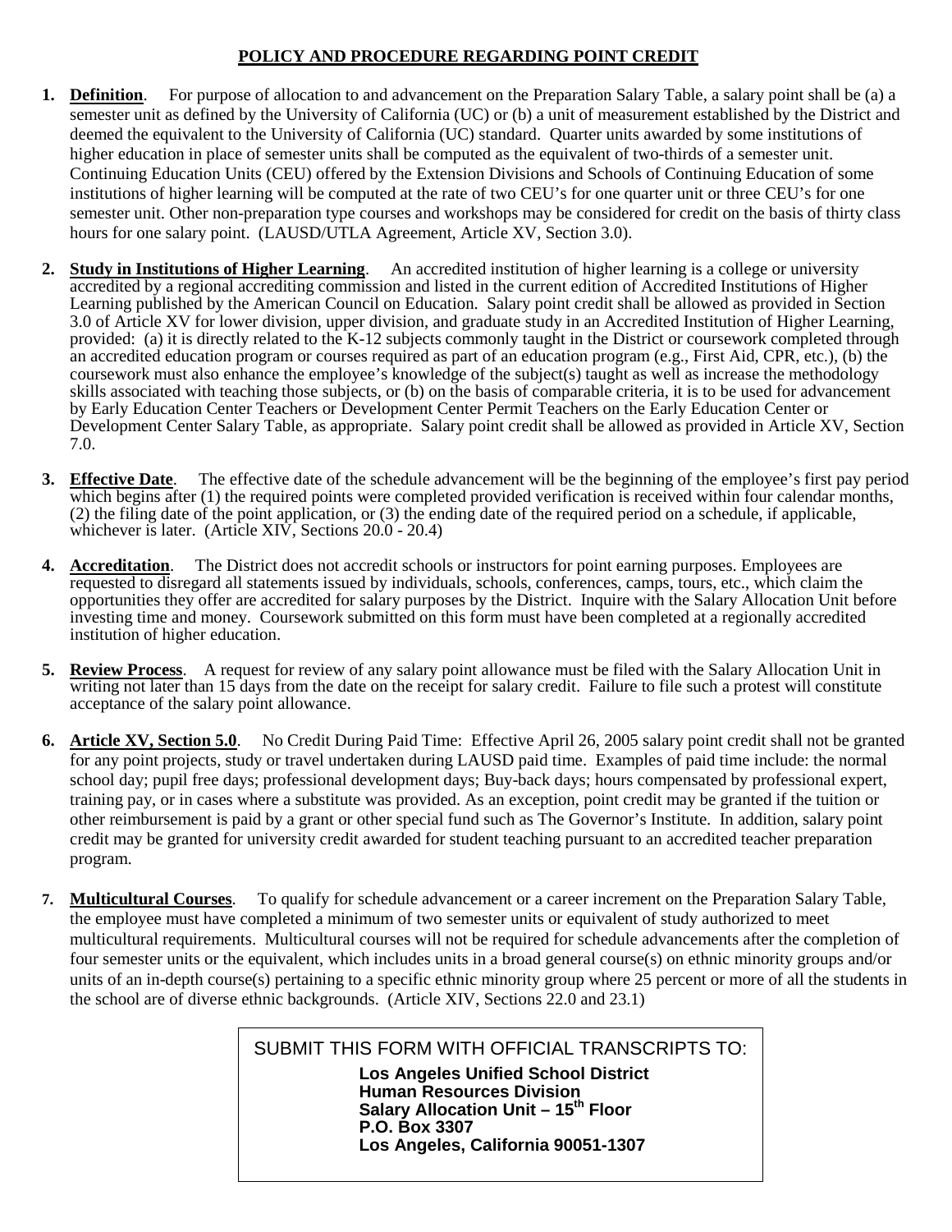## POLICY AND PROCEDURE REGARDING POINT CREDIT

1. **Definition**. For purpose of allocation to and advancement on the Preparation Salary Table, a salary point shall be (a) a semester unit as defined by the University of California (UC) or (b) a unit of measurement established by the District and deemed the equivalent to the University of California (UC) standard. Quarter units awarded by some institutions of higher education in place of semester units shall be computed as the equivalent of two-thirds of a semester unit. Continuing Education Units (CEU) offered by the Extension Divisions and Schools of Continuing Education of some institutions of higher learning will be computed at the rate of two CEU's for one quarter unit or three CEU's for one semester unit. Other non-preparation type courses and workshops may be considered for credit on the basis of thirty class hours for one salary point. (LAUSD/UTLA Agreement, Article XV, Section 3.0).

2. **Study in Institutions of Higher Learning**. An accredited institution of higher learning is a college or university accredited by a regional accrediting commission and listed in the current edition of Accredited Institutions of Higher Learning published by the American Council on Education. Salary point credit shall be allowed as provided in Section 3.0 of Article XV for lower division, upper division, and graduate study in an Accredited Institution of Higher Learning, provided: (a) it is directly related to the K-12 subjects commonly taught in the District or coursework completed through an accredited education program or courses required as part of an education program (e.g., First Aid, CPR, etc.), (b) the coursework must also enhance the employee's knowledge of the subject(s) taught as well as increase the methodology skills associated with teaching those subjects, or (b) on the basis of comparable criteria, it is to be used for advancement by Early Education Center Teachers or Development Center Permit Teachers on the Early Education Center or Development Center Salary Table, as appropriate. Salary point credit shall be allowed as provided in Article XV, Section 7.0.

3. **Effective Date**. The effective date of the schedule advancement will be the beginning of the employee's first pay period which begins after (1) the required points were completed provided verification is received within four calendar months, (2) the filing date of the point application, or (3) the ending date of the required period on a schedule, if applicable, whichever is later. (Article XIV, Sections 20.0 - 20.4)

4. **Accreditation**. The District does not accredit schools or instructors for point earning purposes. Employees are requested to disregard all statements issued by individuals, schools, conferences, camps, tours, etc., which claim the opportunities they offer are accredited for salary purposes by the District. Inquire with the Salary Allocation Unit before investing time and money. Coursework submitted on this form must have been completed at a regionally accredited institution of higher education.

5. **Review Process**. A request for review of any salary point allowance must be filed with the Salary Allocation Unit in writing not later than 15 days from the date on the receipt for salary credit. Failure to file such a protest will constitute acceptance of the salary point allowance.

6. **Article XV, Section 5.0**. No Credit During Paid Time: Effective April 26, 2005 salary point credit shall not be granted for any point projects, study or travel undertaken during LAUSD paid time. Examples of paid time include: the normal school day; pupil free days; professional development days; Buy-back days; hours compensated by professional expert, training pay, or in cases where a substitute was provided. As an exception, point credit may be granted if the tuition or other reimbursement is paid by a grant or other special fund such as The Governor's Institute. In addition, salary point credit may be granted for university credit awarded for student teaching pursuant to an accredited teacher preparation program.

7. **Multicultural Courses**. To qualify for schedule advancement or a career increment on the Preparation Salary Table, the employee must have completed a minimum of two semester units or equivalent of study authorized to meet multicultural requirements. Multicultural courses will not be required for schedule advancements after the completion of four semester units or the equivalent, which includes units in a broad general course(s) on ethnic minority groups and/or units of an in-depth course(s) pertaining to a specific ethnic minority group where 25 percent or more of all the students in the school are of diverse ethnic backgrounds. (Article XIV, Sections 22.0 and 23.1)

SUBMIT THIS FORM WITH OFFICIAL TRANSCRIPTS TO:

**Los Angeles Unified School District**
**Human Resources Division**
**Salary Allocation Unit – 15th Floor**
**P.O. Box 3307**
**Los Angeles, California 90051-1307**